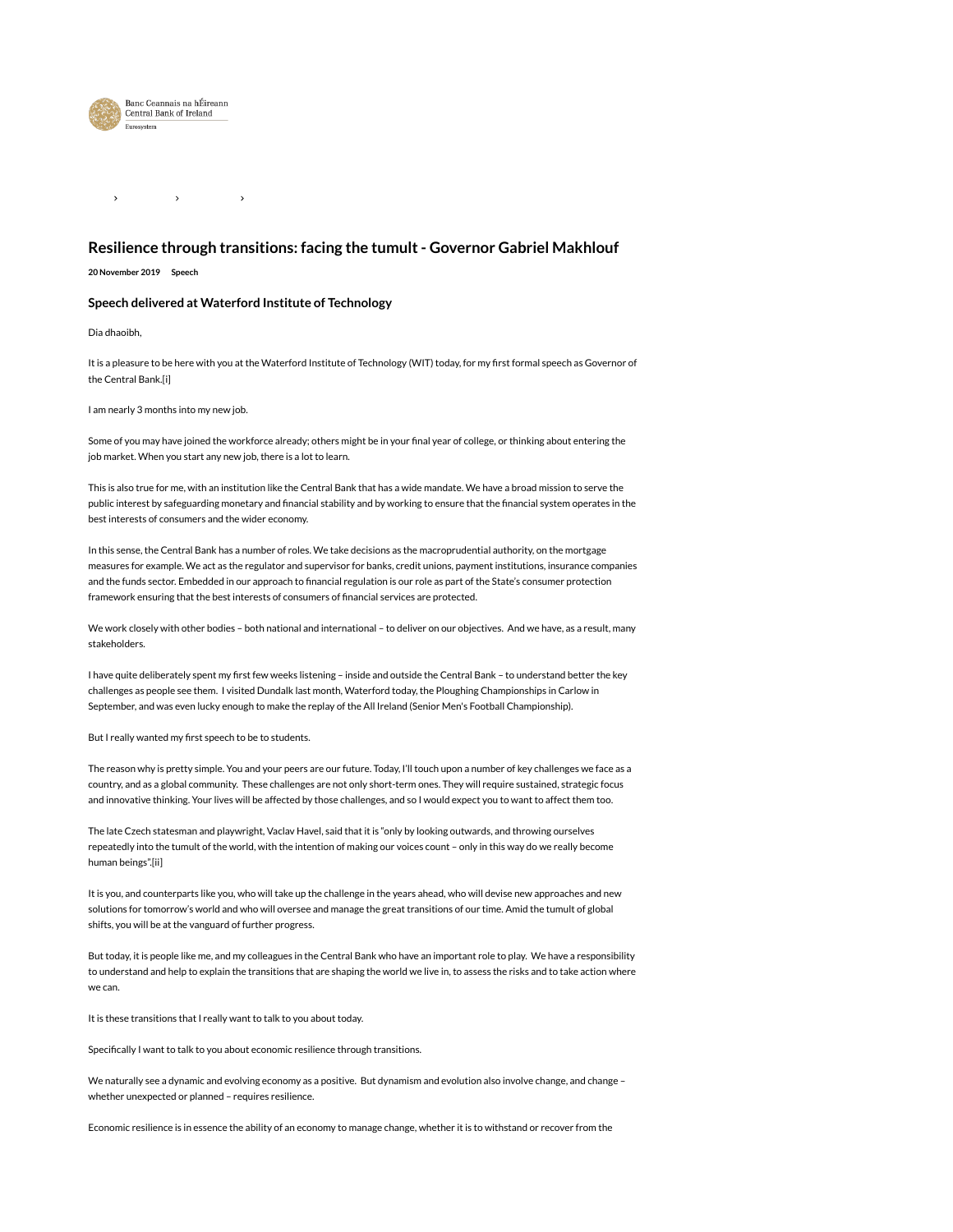Banc Ceannais na hÉireann
Central Bank of Ireland
Eurosystem

# Resilience through transitions: facing the tumult - Governor Gabriel Makhlouf

**20 November 2019** **Speech**

### Speech delivered at Waterford Institute of Technology

Dia dhaoibh,

It is a pleasure to be here with you at the Waterford Institute of Technology (WIT) today, for my first formal speech as Governor of the Central Bank.[i]

I am nearly 3 months into my new job.

Some of you may have joined the workforce already; others might be in your final year of college, or thinking about entering the job market. When you start any new job, there is a lot to learn.

This is also true for me, with an institution like the Central Bank that has a wide mandate. We have a broad mission to serve the public interest by safeguarding monetary and financial stability and by working to ensure that the financial system operates in the best interests of consumers and the wider economy.

In this sense, the Central Bank has a number of roles. We take decisions as the macroprudential authority, on the mortgage measures for example. We act as the regulator and supervisor for banks, credit unions, payment institutions, insurance companies and the funds sector. Embedded in our approach to financial regulation is our role as part of the State's consumer protection framework ensuring that the best interests of consumers of financial services are protected.

We work closely with other bodies – both national and international – to deliver on our objectives. And we have, as a result, many stakeholders.

I have quite deliberately spent my first few weeks listening – inside and outside the Central Bank – to understand better the key challenges as people see them. I visited Dundalk last month, Waterford today, the Ploughing Championships in Carlow in September, and was even lucky enough to make the replay of the All Ireland (Senior Men's Football Championship).

But I really wanted my first speech to be to students.

The reason why is pretty simple. You and your peers are our future. Today, I'll touch upon a number of key challenges we face as a country, and as a global community. These challenges are not only short-term ones. They will require sustained, strategic focus and innovative thinking. Your lives will be affected by those challenges, and so I would expect you to want to affect them too.

The late Czech statesman and playwright, Vaclav Havel, said that it is "only by looking outwards, and throwing ourselves repeatedly into the tumult of the world, with the intention of making our voices count – only in this way do we really become human beings".[ii]

It is you, and counterparts like you, who will take up the challenge in the years ahead, who will devise new approaches and new solutions for tomorrow's world and who will oversee and manage the great transitions of our time. Amid the tumult of global shifts, you will be at the vanguard of further progress.

But today, it is people like me, and my colleagues in the Central Bank who have an important role to play. We have a responsibility to understand and help to explain the transitions that are shaping the world we live in, to assess the risks and to take action where we can.

It is these transitions that I really want to talk to you about today.

Specifically I want to talk to you about economic resilience through transitions.

We naturally see a dynamic and evolving economy as a positive. But dynamism and evolution also involve change, and change – whether unexpected or planned – requires resilience.

Economic resilience is in essence the ability of an economy to manage change, whether it is to withstand or recover from the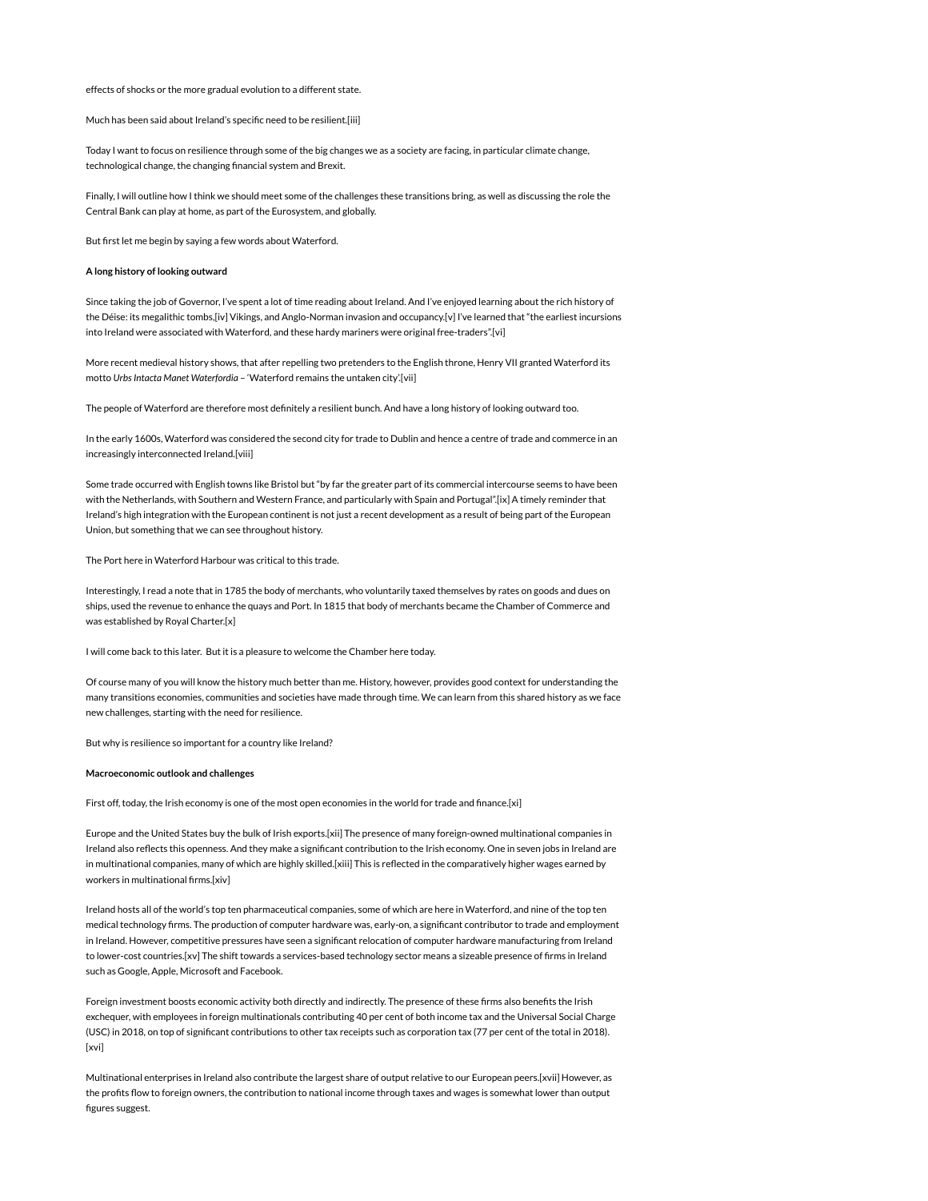effects of shocks or the more gradual evolution to a different state.

Much has been said about Ireland's specific need to be resilient.[iii]

Today I want to focus on resilience through some of the big changes we as a society are facing, in particular climate change, technological change, the changing financial system and Brexit.

Finally, I will outline how I think we should meet some of the challenges these transitions bring, as well as discussing the role the Central Bank can play at home, as part of the Eurosystem, and globally.

But first let me begin by saying a few words about Waterford.

**A long history of looking outward**

Since taking the job of Governor, I've spent a lot of time reading about Ireland. And I've enjoyed learning about the rich history of the Déise: its megalithic tombs,[iv] Vikings, and Anglo-Norman invasion and occupancy.[v] I've learned that "the earliest incursions into Ireland were associated with Waterford, and these hardy mariners were original free-traders".[vi]

More recent medieval history shows, that after repelling two pretenders to the English throne, Henry VII granted Waterford its motto *Urbs Intacta Manet Waterfordia* – 'Waterford remains the untaken city'.[vii]

The people of Waterford are therefore most definitely a resilient bunch. And have a long history of looking outward too.

In the early 1600s, Waterford was considered the second city for trade to Dublin and hence a centre of trade and commerce in an increasingly interconnected Ireland.[viii]

Some trade occurred with English towns like Bristol but "by far the greater part of its commercial intercourse seems to have been with the Netherlands, with Southern and Western France, and particularly with Spain and Portugal".[ix] A timely reminder that Ireland's high integration with the European continent is not just a recent development as a result of being part of the European Union, but something that we can see throughout history.

The Port here in Waterford Harbour was critical to this trade.

Interestingly, I read a note that in 1785 the body of merchants, who voluntarily taxed themselves by rates on goods and dues on ships, used the revenue to enhance the quays and Port. In 1815 that body of merchants became the Chamber of Commerce and was established by Royal Charter.[x]

I will come back to this later. But it is a pleasure to welcome the Chamber here today.

Of course many of you will know the history much better than me. History, however, provides good context for understanding the many transitions economies, communities and societies have made through time. We can learn from this shared history as we face new challenges, starting with the need for resilience.

But why is resilience so important for a country like Ireland?

**Macroeconomic outlook and challenges**

First off, today, the Irish economy is one of the most open economies in the world for trade and finance.[xi]

Europe and the United States buy the bulk of Irish exports.[xii] The presence of many foreign-owned multinational companies in Ireland also reflects this openness. And they make a significant contribution to the Irish economy. One in seven jobs in Ireland are in multinational companies, many of which are highly skilled.[xiii] This is reflected in the comparatively higher wages earned by workers in multinational firms.[xiv]

Ireland hosts all of the world's top ten pharmaceutical companies, some of which are here in Waterford, and nine of the top ten medical technology firms. The production of computer hardware was, early-on, a significant contributor to trade and employment in Ireland. However, competitive pressures have seen a significant relocation of computer hardware manufacturing from Ireland to lower-cost countries.[xv] The shift towards a services-based technology sector means a sizeable presence of firms in Ireland such as Google, Apple, Microsoft and Facebook.

Foreign investment boosts economic activity both directly and indirectly. The presence of these firms also benefits the Irish exchequer, with employees in foreign multinationals contributing 40 per cent of both income tax and the Universal Social Charge (USC) in 2018, on top of significant contributions to other tax receipts such as corporation tax (77 per cent of the total in 2018).[xvi]

Multinational enterprises in Ireland also contribute the largest share of output relative to our European peers.[xvii] However, as the profits flow to foreign owners, the contribution to national income through taxes and wages is somewhat lower than output figures suggest.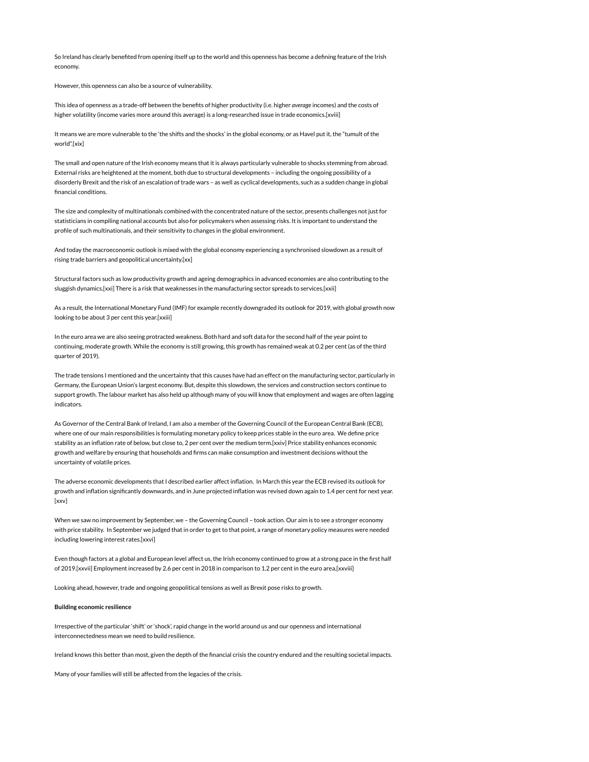So Ireland has clearly benefited from opening itself up to the world and this openness has become a defining feature of the Irish economy.

However, this openness can also be a source of vulnerability.

This idea of openness as a trade-off between the benefits of higher productivity (i.e. higher *average* incomes) and the costs of higher volatility (income varies more around this average) is a long-researched issue in trade economics.[xviii]

It means we are more vulnerable to the 'the shifts and the shocks' in the global economy, or as Havel put it, the "tumult of the world".[xix]

The small and open nature of the Irish economy means that it is always particularly vulnerable to shocks stemming from abroad. External risks are heightened at the moment, both due to structural developments – including the ongoing possibility of a disorderly Brexit and the risk of an escalation of trade wars – as well as cyclical developments, such as a sudden change in global financial conditions.

The size and complexity of multinationals combined with the concentrated nature of the sector, presents challenges not just for statisticians in compiling national accounts but also for policymakers when assessing risks. It is important to understand the profile of such multinationals, and their sensitivity to changes in the global environment.

And today the macroeconomic outlook is mixed with the global economy experiencing a synchronised slowdown as a result of rising trade barriers and geopolitical uncertainty.[xx]

Structural factors such as low productivity growth and ageing demographics in advanced economies are also contributing to the sluggish dynamics.[xxi] There is a risk that weaknesses in the manufacturing sector spreads to services.[xxii]

As a result, the International Monetary Fund (IMF) for example recently downgraded its outlook for 2019, with global growth now looking to be about 3 per cent this year.[xxiii]

In the euro area we are also seeing protracted weakness. Both hard and soft data for the second half of the year point to continuing, moderate growth. While the economy is still growing, this growth has remained weak at 0.2 per cent (as of the third quarter of 2019).

The trade tensions I mentioned and the uncertainty that this causes have had an effect on the manufacturing sector, particularly in Germany, the European Union's largest economy. But, despite this slowdown, the services and construction sectors continue to support growth. The labour market has also held up although many of you will know that employment and wages are often lagging indicators.

As Governor of the Central Bank of Ireland, I am also a member of the Governing Council of the European Central Bank (ECB), where one of our main responsibilities is formulating monetary policy to keep prices stable in the euro area. We define price stability as an inflation rate of below, but close to, 2 per cent over the medium term.[xxiv] Price stability enhances economic growth and welfare by ensuring that households and firms can make consumption and investment decisions without the uncertainty of volatile prices.

The adverse economic developments that I described earlier affect inflation. In March this year the ECB revised its outlook for growth and inflation significantly downwards, and in June projected inflation was revised down again to 1.4 per cent for next year.[xxv]

When we saw no improvement by September, we – the Governing Council – took action. Our aim is to see a stronger economy with price stability. In September we judged that in order to get to that point, a range of monetary policy measures were needed including lowering interest rates.[xxvi]

Even though factors at a global and European level affect us, the Irish economy continued to grow at a strong pace in the first half of 2019.[xxvii] Employment increased by 2.6 per cent in 2018 in comparison to 1.2 per cent in the euro area.[xxviii]

Looking ahead, however, trade and ongoing geopolitical tensions as well as Brexit pose risks to growth.

**Building economic resilience**

Irrespective of the particular 'shift' or 'shock', rapid change in the world around us and our openness and international interconnectedness mean we need to build resilience.

Ireland knows this better than most, given the depth of the financial crisis the country endured and the resulting societal impacts.

Many of your families will still be affected from the legacies of the crisis.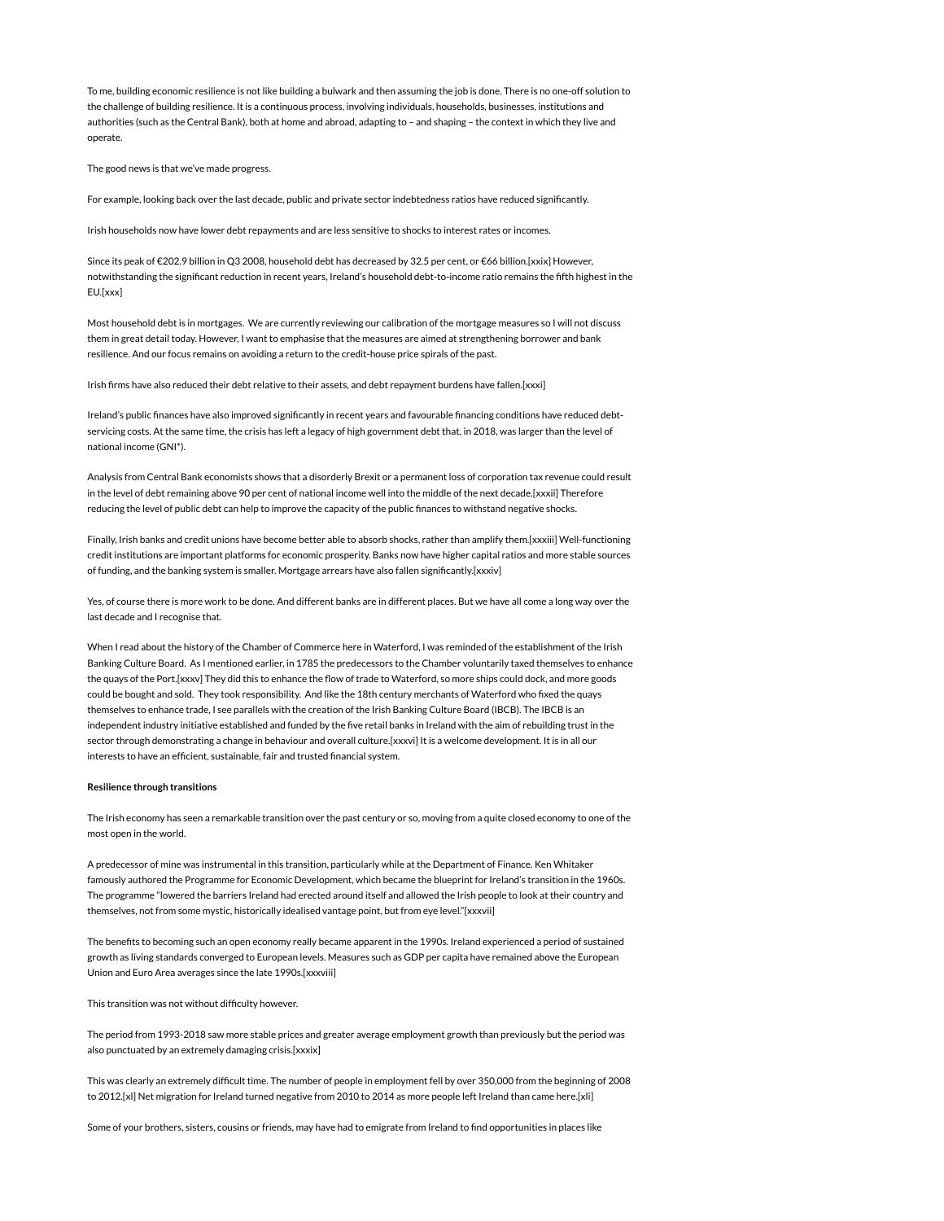To me, building economic resilience is not like building a bulwark and then assuming the job is done. There is no one-off solution to the challenge of building resilience. It is a continuous process, involving individuals, households, businesses, institutions and authorities (such as the Central Bank), both at home and abroad, adapting to – and shaping – the context in which they live and operate.

The good news is that we've made progress.

For example, looking back over the last decade, public and private sector indebtedness ratios have reduced significantly.

Irish households now have lower debt repayments and are less sensitive to shocks to interest rates or incomes.

Since its peak of €202.9 billion in Q3 2008, household debt has decreased by 32.5 per cent, or €66 billion.[xxix] However, notwithstanding the significant reduction in recent years, Ireland's household debt-to-income ratio remains the fifth highest in the EU.[xxx]

Most household debt is in mortgages. We are currently reviewing our calibration of the mortgage measures so I will not discuss them in great detail today. However, I want to emphasise that the measures are aimed at strengthening borrower and bank resilience. And our focus remains on avoiding a return to the credit-house price spirals of the past.

Irish firms have also reduced their debt relative to their assets, and debt repayment burdens have fallen.[xxxi]

Ireland's public finances have also improved significantly in recent years and favourable financing conditions have reduced debt-servicing costs. At the same time, the crisis has left a legacy of high government debt that, in 2018, was larger than the level of national income (GNI*).

Analysis from Central Bank economists shows that a disorderly Brexit or a permanent loss of corporation tax revenue could result in the level of debt remaining above 90 per cent of national income well into the middle of the next decade.[xxxii] Therefore reducing the level of public debt can help to improve the capacity of the public finances to withstand negative shocks.

Finally, Irish banks and credit unions have become better able to absorb shocks, rather than amplify them.[xxxiii] Well-functioning credit institutions are important platforms for economic prosperity. Banks now have higher capital ratios and more stable sources of funding, and the banking system is smaller. Mortgage arrears have also fallen significantly.[xxxiv]

Yes, of course there is more work to be done. And different banks are in different places. But we have all come a long way over the last decade and I recognise that.

When I read about the history of the Chamber of Commerce here in Waterford, I was reminded of the establishment of the Irish Banking Culture Board. As I mentioned earlier, in 1785 the predecessors to the Chamber voluntarily taxed themselves to enhance the quays of the Port.[xxxv] They did this to enhance the flow of trade to Waterford, so more ships could dock, and more goods could be bought and sold. They took responsibility. And like the 18th century merchants of Waterford who fixed the quays themselves to enhance trade, I see parallels with the creation of the Irish Banking Culture Board (IBCB). The IBCB is an independent industry initiative established and funded by the five retail banks in Ireland with the aim of rebuilding trust in the sector through demonstrating a change in behaviour and overall culture.[xxxvi] It is a welcome development. It is in all our interests to have an efficient, sustainable, fair and trusted financial system.

**Resilience through transitions**

The Irish economy has seen a remarkable transition over the past century or so, moving from a quite closed economy to one of the most open in the world.

A predecessor of mine was instrumental in this transition, particularly while at the Department of Finance. Ken Whitaker famously authored the Programme for Economic Development, which became the blueprint for Ireland's transition in the 1960s. The programme "lowered the barriers Ireland had erected around itself and allowed the Irish people to look at their country and themselves, not from some mystic, historically idealised vantage point, but from eye level."[xxxvii]

The benefits to becoming such an open economy really became apparent in the 1990s. Ireland experienced a period of sustained growth as living standards converged to European levels. Measures such as GDP per capita have remained above the European Union and Euro Area averages since the late 1990s.[xxxviii]

This transition was not without difficulty however.

The period from 1993-2018 saw more stable prices and greater average employment growth than previously but the period was also punctuated by an extremely damaging crisis.[xxxix]

This was clearly an extremely difficult time. The number of people in employment fell by over 350,000 from the beginning of 2008 to 2012.[xl] Net migration for Ireland turned negative from 2010 to 2014 as more people left Ireland than came here.[xli]

Some of your brothers, sisters, cousins or friends, may have had to emigrate from Ireland to find opportunities in places like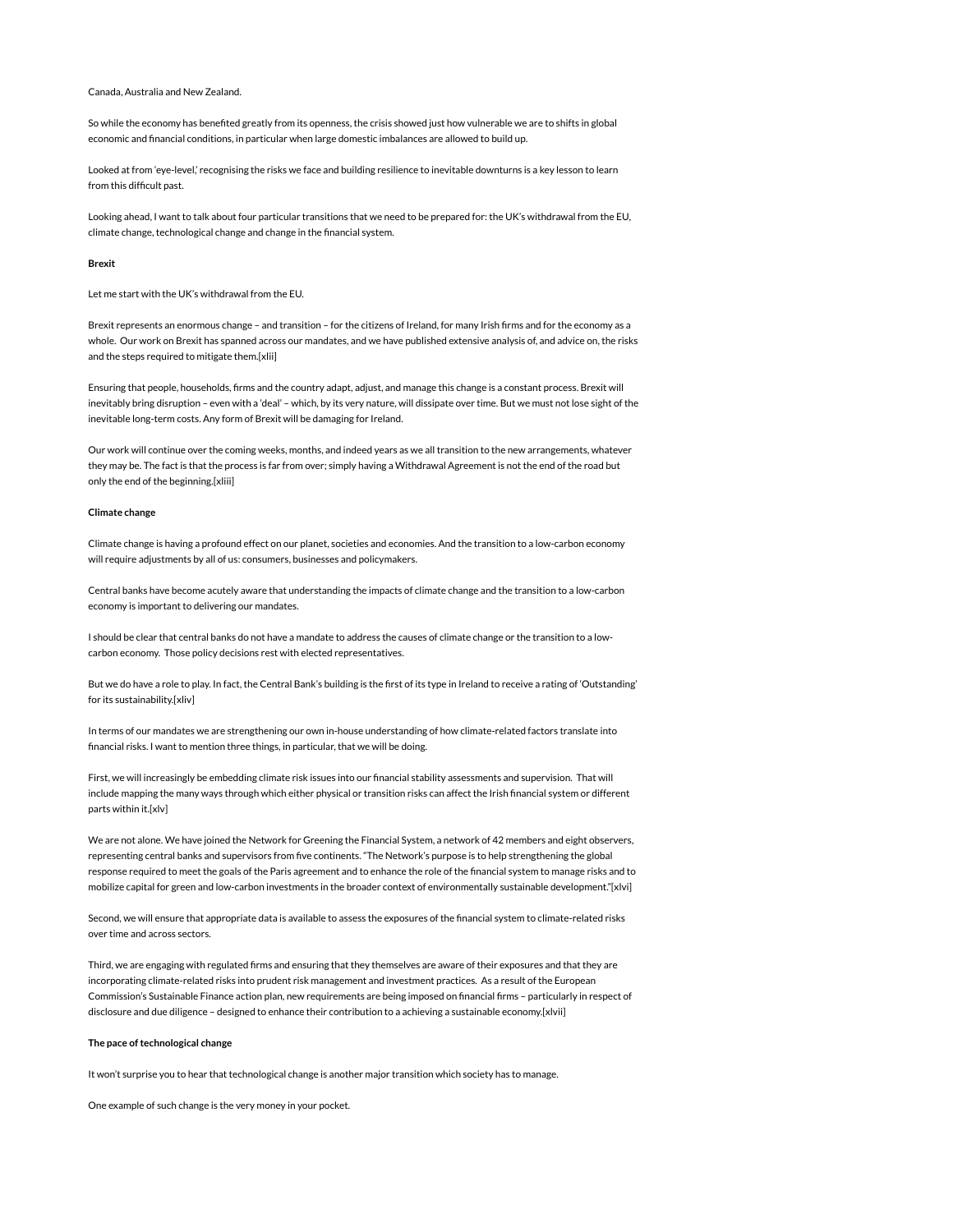Canada, Australia and New Zealand.

So while the economy has benefited greatly from its openness, the crisis showed just how vulnerable we are to shifts in global economic and financial conditions, in particular when large domestic imbalances are allowed to build up.

Looked at from 'eye-level,' recognising the risks we face and building resilience to inevitable downturns is a key lesson to learn from this difficult past.

Looking ahead, I want to talk about four particular transitions that we need to be prepared for: the UK's withdrawal from the EU, climate change, technological change and change in the financial system.

**Brexit**

Let me start with the UK's withdrawal from the EU.

Brexit represents an enormous change – and transition – for the citizens of Ireland, for many Irish firms and for the economy as a whole. Our work on Brexit has spanned across our mandates, and we have published extensive analysis of, and advice on, the risks and the steps required to mitigate them.[xlii]

Ensuring that people, households, firms and the country adapt, adjust, and manage this change is a constant process. Brexit will inevitably bring disruption – even with a 'deal' – which, by its very nature, will dissipate over time. But we must not lose sight of the inevitable long-term costs. Any form of Brexit will be damaging for Ireland.

Our work will continue over the coming weeks, months, and indeed years as we all transition to the new arrangements, whatever they may be. The fact is that the process is far from over; simply having a Withdrawal Agreement is not the end of the road but only the end of the beginning.[xliii]

**Climate change**

Climate change is having a profound effect on our planet, societies and economies. And the transition to a low-carbon economy will require adjustments by all of us: consumers, businesses and policymakers.

Central banks have become acutely aware that understanding the impacts of climate change and the transition to a low-carbon economy is important to delivering our mandates.

I should be clear that central banks do not have a mandate to address the causes of climate change or the transition to a low-carbon economy. Those policy decisions rest with elected representatives.

But we do have a role to play. In fact, the Central Bank's building is the first of its type in Ireland to receive a rating of 'Outstanding' for its sustainability.[xliv]

In terms of our mandates we are strengthening our own in-house understanding of how climate-related factors translate into financial risks. I want to mention three things, in particular, that we will be doing.

First, we will increasingly be embedding climate risk issues into our financial stability assessments and supervision. That will include mapping the many ways through which either physical or transition risks can affect the Irish financial system or different parts within it.[xlv]

We are not alone. We have joined the Network for Greening the Financial System, a network of 42 members and eight observers, representing central banks and supervisors from five continents. "The Network's purpose is to help strengthening the global response required to meet the goals of the Paris agreement and to enhance the role of the financial system to manage risks and to mobilize capital for green and low-carbon investments in the broader context of environmentally sustainable development."[xlvi]

Second, we will ensure that appropriate data is available to assess the exposures of the financial system to climate-related risks over time and across sectors.

Third, we are engaging with regulated firms and ensuring that they themselves are aware of their exposures and that they are incorporating climate-related risks into prudent risk management and investment practices. As a result of the European Commission's Sustainable Finance action plan, new requirements are being imposed on financial firms – particularly in respect of disclosure and due diligence – designed to enhance their contribution to a achieving a sustainable economy.[xlvii]

**The pace of technological change**

It won't surprise you to hear that technological change is another major transition which society has to manage.

One example of such change is the very money in your pocket.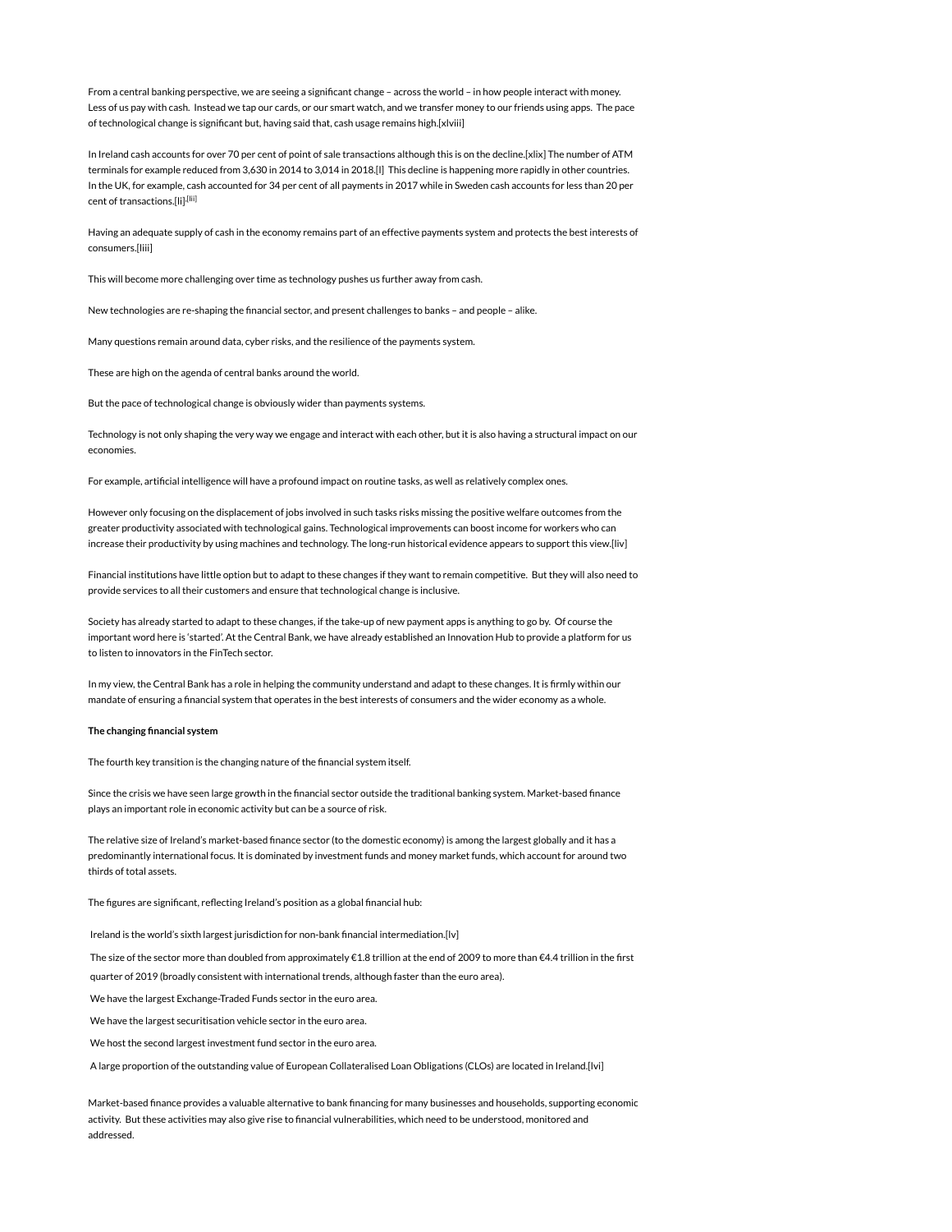From a central banking perspective, we are seeing a significant change – across the world – in how people interact with money. Less of us pay with cash. Instead we tap our cards, or our smart watch, and we transfer money to our friends using apps. The pace of technological change is significant but, having said that, cash usage remains high.[xlviii]

In Ireland cash accounts for over 70 per cent of point of sale transactions although this is on the decline.[xlix] The number of ATM terminals for example reduced from 3,630 in 2014 to 3,014 in 2018.[l] This decline is happening more rapidly in other countries. In the UK, for example, cash accounted for 34 per cent of all payments in 2017 while in Sweden cash accounts for less than 20 per cent of transactions.[li].[lii]

Having an adequate supply of cash in the economy remains part of an effective payments system and protects the best interests of consumers.[liii]

This will become more challenging over time as technology pushes us further away from cash.

New technologies are re-shaping the financial sector, and present challenges to banks – and people – alike.

Many questions remain around data, cyber risks, and the resilience of the payments system.

These are high on the agenda of central banks around the world.

But the pace of technological change is obviously wider than payments systems.

Technology is not only shaping the very way we engage and interact with each other, but it is also having a structural impact on our economies.

For example, artificial intelligence will have a profound impact on routine tasks, as well as relatively complex ones.

However only focusing on the displacement of jobs involved in such tasks risks missing the positive welfare outcomes from the greater productivity associated with technological gains. Technological improvements can boost income for workers who can increase their productivity by using machines and technology. The long-run historical evidence appears to support this view.[liv]

Financial institutions have little option but to adapt to these changes if they want to remain competitive. But they will also need to provide services to all their customers and ensure that technological change is inclusive.

Society has already started to adapt to these changes, if the take-up of new payment apps is anything to go by. Of course the important word here is 'started'. At the Central Bank, we have already established an Innovation Hub to provide a platform for us to listen to innovators in the FinTech sector.

In my view, the Central Bank has a role in helping the community understand and adapt to these changes. It is firmly within our mandate of ensuring a financial system that operates in the best interests of consumers and the wider economy as a whole.

**The changing financial system**

The fourth key transition is the changing nature of the financial system itself.

Since the crisis we have seen large growth in the financial sector outside the traditional banking system. Market-based finance plays an important role in economic activity but can be a source of risk.

The relative size of Ireland's market-based finance sector (to the domestic economy) is among the largest globally and it has a predominantly international focus. It is dominated by investment funds and money market funds, which account for around two thirds of total assets.

The figures are significant, reflecting Ireland's position as a global financial hub:

- Ireland is the world's sixth largest jurisdiction for non-bank financial intermediation.[lv]
- The size of the sector more than doubled from approximately €1.8 trillion at the end of 2009 to more than €4.4 trillion in the first quarter of 2019 (broadly consistent with international trends, although faster than the euro area).
- We have the largest Exchange-Traded Funds sector in the euro area.
- We have the largest securitisation vehicle sector in the euro area.
- We host the second largest investment fund sector in the euro area.
- A large proportion of the outstanding value of European Collateralised Loan Obligations (CLOs) are located in Ireland.[lvi]

Market-based finance provides a valuable alternative to bank financing for many businesses and households, supporting economic activity. But these activities may also give rise to financial vulnerabilities, which need to be understood, monitored and addressed.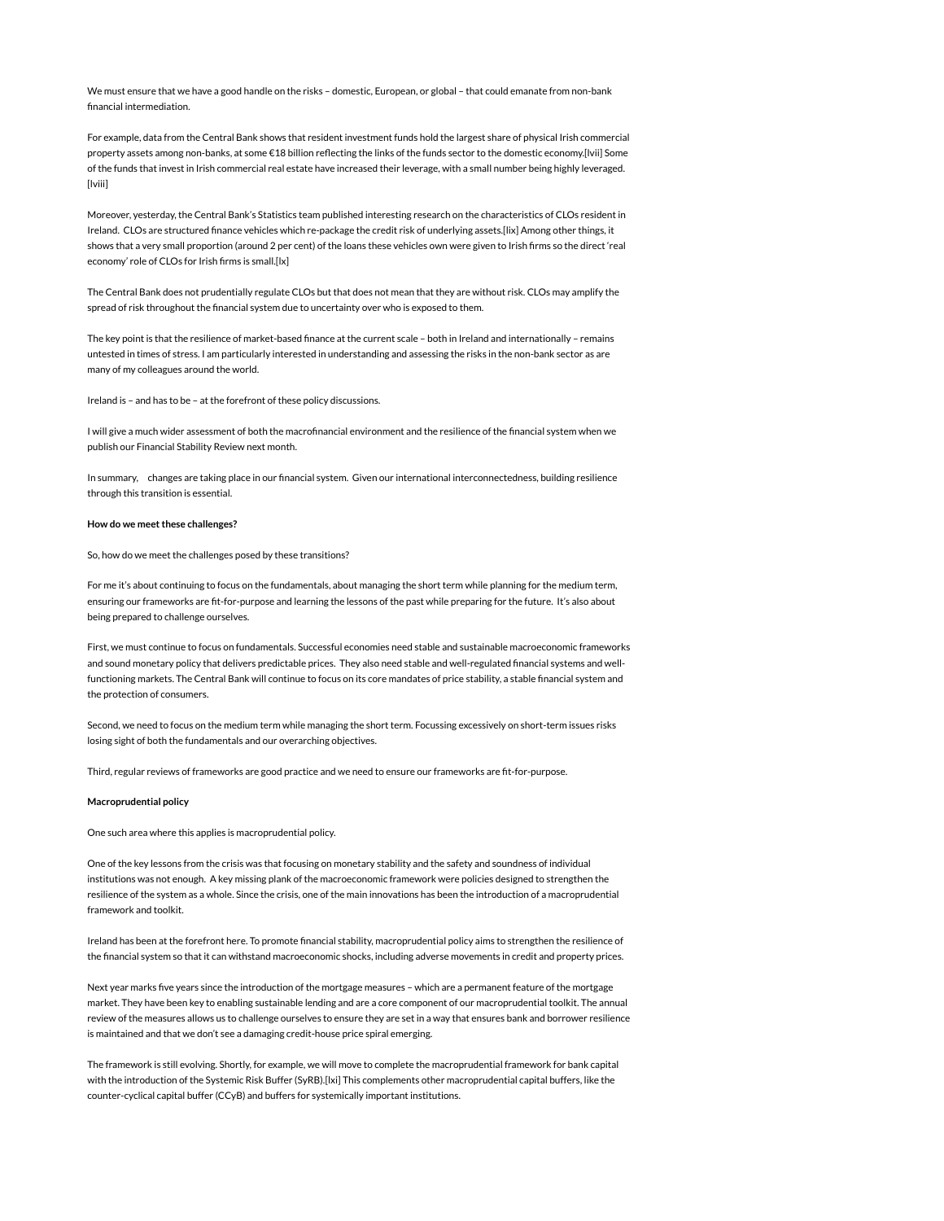We must ensure that we have a good handle on the risks – domestic, European, or global – that could emanate from non-bank financial intermediation.

For example, data from the Central Bank shows that resident investment funds hold the largest share of physical Irish commercial property assets among non-banks, at some €18 billion reflecting the links of the funds sector to the domestic economy.[lvii] Some of the funds that invest in Irish commercial real estate have increased their leverage, with a small number being highly leveraged.[lviii]

Moreover, yesterday, the Central Bank's Statistics team published interesting research on the characteristics of CLOs resident in Ireland. CLOs are structured finance vehicles which re-package the credit risk of underlying assets.[lix] Among other things, it shows that a very small proportion (around 2 per cent) of the loans these vehicles own were given to Irish firms so the direct 'real economy' role of CLOs for Irish firms is small.[lx]

The Central Bank does not prudentially regulate CLOs but that does not mean that they are without risk. CLOs may amplify the spread of risk throughout the financial system due to uncertainty over who is exposed to them.

The key point is that the resilience of market-based finance at the current scale – both in Ireland and internationally – remains untested in times of stress. I am particularly interested in understanding and assessing the risks in the non-bank sector as are many of my colleagues around the world.

Ireland is – and has to be – at the forefront of these policy discussions.

I will give a much wider assessment of both the macrofinancial environment and the resilience of the financial system when we publish our Financial Stability Review next month.

In summary, changes are taking place in our financial system. Given our international interconnectedness, building resilience through this transition is essential.

**How do we meet these challenges?**

So, how do we meet the challenges posed by these transitions?

For me it's about continuing to focus on the fundamentals, about managing the short term while planning for the medium term, ensuring our frameworks are fit-for-purpose and learning the lessons of the past while preparing for the future. It's also about being prepared to challenge ourselves.

First, we must continue to focus on fundamentals. Successful economies need stable and sustainable macroeconomic frameworks and sound monetary policy that delivers predictable prices. They also need stable and well-regulated financial systems and well-functioning markets. The Central Bank will continue to focus on its core mandates of price stability, a stable financial system and the protection of consumers.

Second, we need to focus on the medium term while managing the short term. Focussing excessively on short-term issues risks losing sight of both the fundamentals and our overarching objectives.

Third, regular reviews of frameworks are good practice and we need to ensure our frameworks are fit-for-purpose.

**Macroprudential policy**

One such area where this applies is macroprudential policy.

One of the key lessons from the crisis was that focusing on monetary stability and the safety and soundness of individual institutions was not enough. A key missing plank of the macroeconomic framework were policies designed to strengthen the resilience of the system as a whole. Since the crisis, one of the main innovations has been the introduction of a macroprudential framework and toolkit.

Ireland has been at the forefront here. To promote financial stability, macroprudential policy aims to strengthen the resilience of the financial system so that it can withstand macroeconomic shocks, including adverse movements in credit and property prices.

Next year marks five years since the introduction of the mortgage measures – which are a permanent feature of the mortgage market. They have been key to enabling sustainable lending and are a core component of our macroprudential toolkit. The annual review of the measures allows us to challenge ourselves to ensure they are set in a way that ensures bank and borrower resilience is maintained and that we don't see a damaging credit-house price spiral emerging.

The framework is still evolving. Shortly, for example, we will move to complete the macroprudential framework for bank capital with the introduction of the Systemic Risk Buffer (SyRB).[lxi] This complements other macroprudential capital buffers, like the counter-cyclical capital buffer (CCyB) and buffers for systemically important institutions.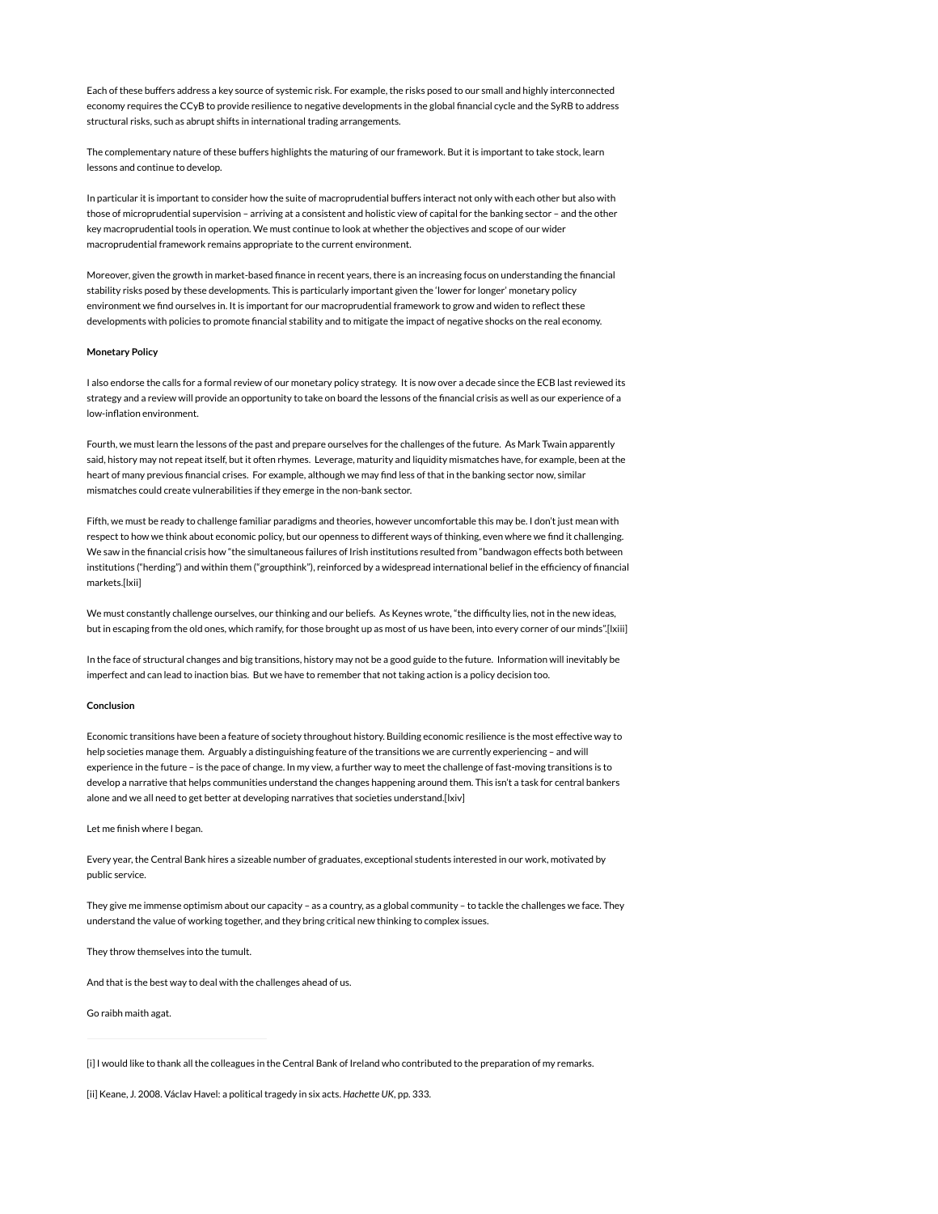Each of these buffers address a key source of systemic risk. For example, the risks posed to our small and highly interconnected economy requires the CCyB to provide resilience to negative developments in the global financial cycle and the SyRB to address structural risks, such as abrupt shifts in international trading arrangements.

The complementary nature of these buffers highlights the maturing of our framework. But it is important to take stock, learn lessons and continue to develop.

In particular it is important to consider how the suite of macroprudential buffers interact not only with each other but also with those of microprudential supervision – arriving at a consistent and holistic view of capital for the banking sector – and the other key macroprudential tools in operation. We must continue to look at whether the objectives and scope of our wider macroprudential framework remains appropriate to the current environment.

Moreover, given the growth in market-based finance in recent years, there is an increasing focus on understanding the financial stability risks posed by these developments. This is particularly important given the 'lower for longer' monetary policy environment we find ourselves in. It is important for our macroprudential framework to grow and widen to reflect these developments with policies to promote financial stability and to mitigate the impact of negative shocks on the real economy.

**Monetary Policy**

I also endorse the calls for a formal review of our monetary policy strategy. It is now over a decade since the ECB last reviewed its strategy and a review will provide an opportunity to take on board the lessons of the financial crisis as well as our experience of a low-inflation environment.

Fourth, we must learn the lessons of the past and prepare ourselves for the challenges of the future. As Mark Twain apparently said, history may not repeat itself, but it often rhymes. Leverage, maturity and liquidity mismatches have, for example, been at the heart of many previous financial crises. For example, although we may find less of that in the banking sector now, similar mismatches could create vulnerabilities if they emerge in the non-bank sector.

Fifth, we must be ready to challenge familiar paradigms and theories, however uncomfortable this may be. I don't just mean with respect to how we think about economic policy, but our openness to different ways of thinking, even where we find it challenging. We saw in the financial crisis how "the simultaneous failures of Irish institutions resulted from "bandwagon effects both between institutions ("herding") and within them ("groupthink"), reinforced by a widespread international belief in the efficiency of financial markets.[lxii]

We must constantly challenge ourselves, our thinking and our beliefs. As Keynes wrote, "the difficulty lies, not in the new ideas, but in escaping from the old ones, which ramify, for those brought up as most of us have been, into every corner of our minds".[lxiii]

In the face of structural changes and big transitions, history may not be a good guide to the future. Information will inevitably be imperfect and can lead to inaction bias. But we have to remember that not taking action is a policy decision too.

**Conclusion**

Economic transitions have been a feature of society throughout history. Building economic resilience is the most effective way to help societies manage them. Arguably a distinguishing feature of the transitions we are currently experiencing – and will experience in the future – is the pace of change. In my view, a further way to meet the challenge of fast-moving transitions is to develop a narrative that helps communities understand the changes happening around them. This isn't a task for central bankers alone and we all need to get better at developing narratives that societies understand.[lxiv]

Let me finish where I began.

Every year, the Central Bank hires a sizeable number of graduates, exceptional students interested in our work, motivated by public service.

They give me immense optimism about our capacity – as a country, as a global community – to tackle the challenges we face. They understand the value of working together, and they bring critical new thinking to complex issues.

They throw themselves into the tumult.

And that is the best way to deal with the challenges ahead of us.

Go raibh maith agat.

---

[i] I would like to thank all the colleagues in the Central Bank of Ireland who contributed to the preparation of my remarks.

[ii] Keane, J. 2008. Václav Havel: a political tragedy in six acts. *Hachette UK*, pp. 333.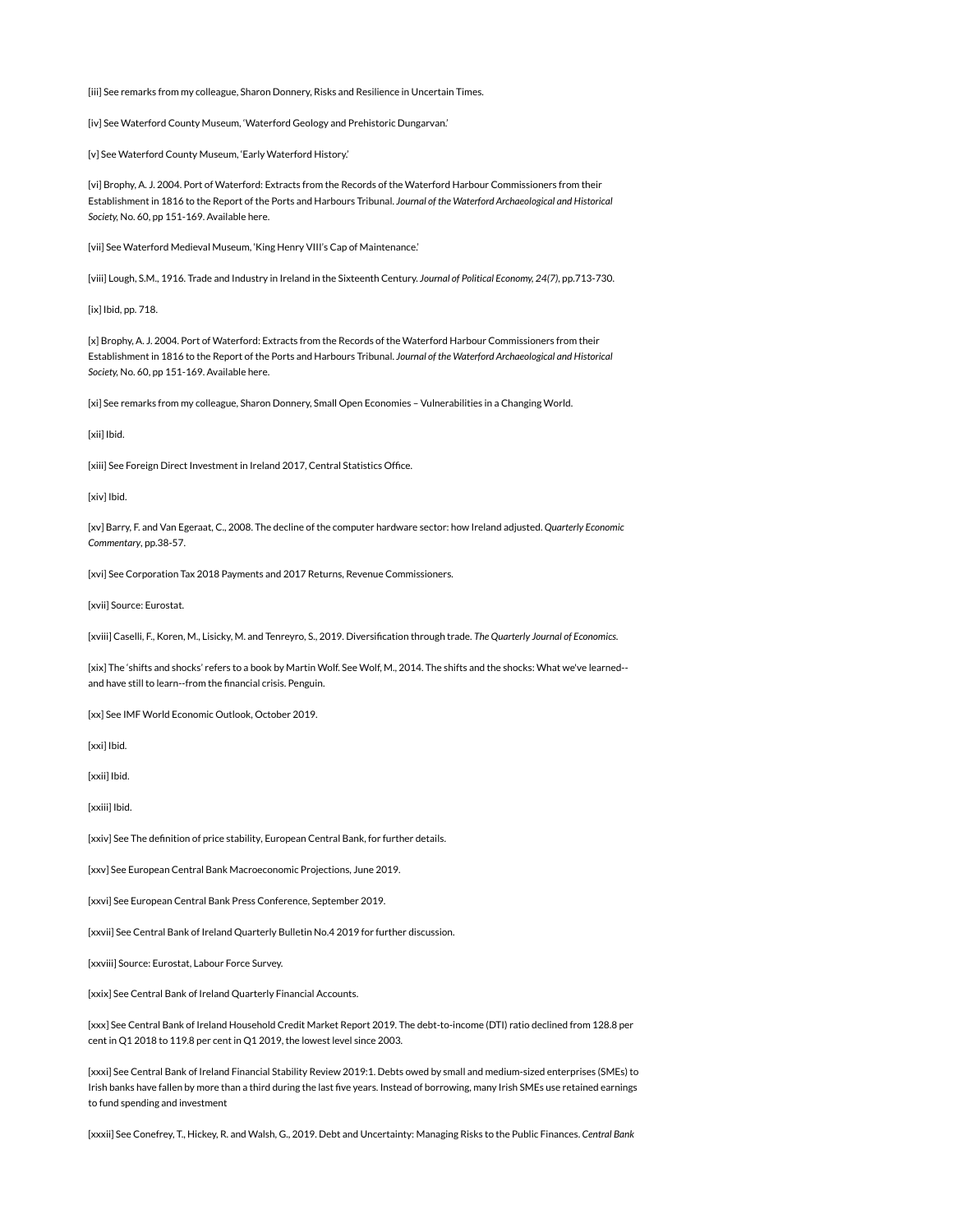[iii] See remarks from my colleague, Sharon Donnery, Risks and Resilience in Uncertain Times.

[iv] See Waterford County Museum, 'Waterford Geology and Prehistoric Dungarvan.'

[v] See Waterford County Museum, 'Early Waterford History.'

[vi] Brophy, A. J. 2004. Port of Waterford: Extracts from the Records of the Waterford Harbour Commissioners from their Establishment in 1816 to the Report of the Ports and Harbours Tribunal. *Journal of the Waterford Archaeological and Historical Society,* No. 60, pp 151-169. Available here.

[vii] See Waterford Medieval Museum, 'King Henry VIII's Cap of Maintenance.'

[viii] Lough, S.M., 1916. Trade and Industry in Ireland in the Sixteenth Century. *Journal of Political Economy, 24(7)*, pp.713-730.

[ix] Ibid, pp. 718.

[x] Brophy, A. J. 2004. Port of Waterford: Extracts from the Records of the Waterford Harbour Commissioners from their Establishment in 1816 to the Report of the Ports and Harbours Tribunal. *Journal of the Waterford Archaeological and Historical Society,* No. 60, pp 151-169. Available here.

[xi] See remarks from my colleague, Sharon Donnery, Small Open Economies – Vulnerabilities in a Changing World.

[xii] Ibid.

[xiii] See Foreign Direct Investment in Ireland 2017, Central Statistics Office.

[xiv] Ibid.

[xv] Barry, F. and Van Egeraat, C., 2008. The decline of the computer hardware sector: how Ireland adjusted. *Quarterly Economic Commentary*, pp.38-57.

[xvi] See Corporation Tax 2018 Payments and 2017 Returns, Revenue Commissioners.

[xvii] Source: Eurostat.

[xviii] Caselli, F., Koren, M., Lisicky, M. and Tenreyro, S., 2019. Diversification through trade. *The Quarterly Journal of Economics.*

[xix] The 'shifts and shocks' refers to a book by Martin Wolf. See Wolf, M., 2014. The shifts and the shocks: What we've learned--and have still to learn--from the financial crisis. Penguin.

[xx] See IMF World Economic Outlook, October 2019.

[xxi] Ibid.

[xxii] Ibid.

[xxiii] Ibid.

[xxiv] See The definition of price stability, European Central Bank, for further details.

[xxv] See European Central Bank Macroeconomic Projections, June 2019.

[xxvi] See European Central Bank Press Conference, September 2019.

[xxvii] See Central Bank of Ireland Quarterly Bulletin No.4 2019 for further discussion.

[xxviii] Source: Eurostat, Labour Force Survey.

[xxix] See Central Bank of Ireland Quarterly Financial Accounts.

[xxx] See Central Bank of Ireland Household Credit Market Report 2019. The debt-to-income (DTI) ratio declined from 128.8 per cent in Q1 2018 to 119.8 per cent in Q1 2019, the lowest level since 2003.

[xxxi] See Central Bank of Ireland Financial Stability Review 2019:1. Debts owed by small and medium-sized enterprises (SMEs) to Irish banks have fallen by more than a third during the last five years. Instead of borrowing, many Irish SMEs use retained earnings to fund spending and investment

[xxxii] See Conefrey, T., Hickey, R. and Walsh, G., 2019. Debt and Uncertainty: Managing Risks to the Public Finances. *Central Bank*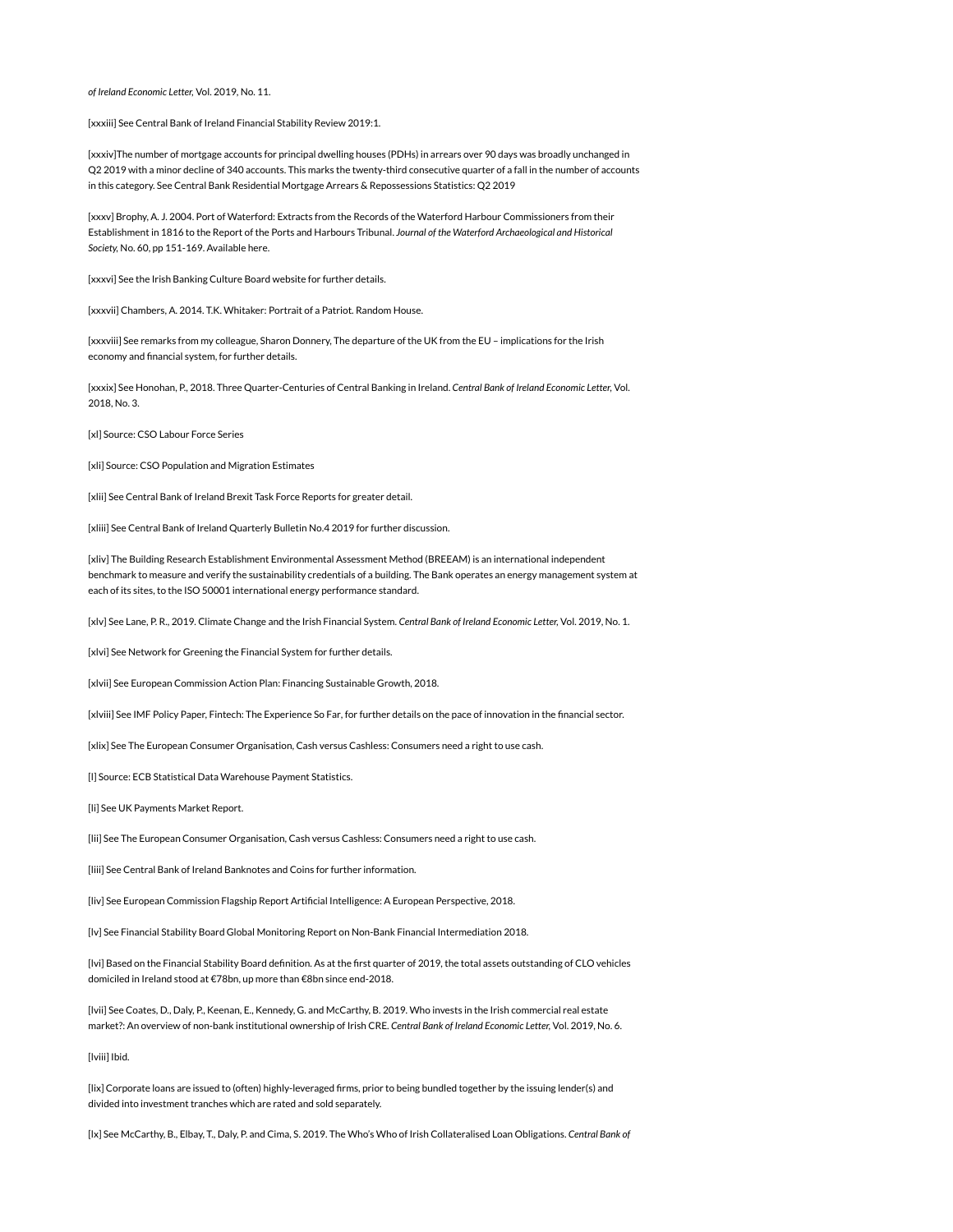*of Ireland Economic Letter*, Vol. 2019, No. 11.

[xxxiii] See Central Bank of Ireland Financial Stability Review 2019:1.

[xxxiv]The number of mortgage accounts for principal dwelling houses (PDHs) in arrears over 90 days was broadly unchanged in Q2 2019 with a minor decline of 340 accounts. This marks the twenty-third consecutive quarter of a fall in the number of accounts in this category. See Central Bank Residential Mortgage Arrears & Repossessions Statistics: Q2 2019

[xxxv] Brophy, A. J. 2004. Port of Waterford: Extracts from the Records of the Waterford Harbour Commissioners from their Establishment in 1816 to the Report of the Ports and Harbours Tribunal. *Journal of the Waterford Archaeological and Historical Society*, No. 60, pp 151-169. Available here.

[xxxvi] See the Irish Banking Culture Board website for further details.

[xxxvii] Chambers, A. 2014. T.K. Whitaker: Portrait of a Patriot. Random House.

[xxxviii] See remarks from my colleague, Sharon Donnery, The departure of the UK from the EU – implications for the Irish economy and financial system, for further details.

[xxxix] See Honohan, P., 2018. Three Quarter-Centuries of Central Banking in Ireland. *Central Bank of Ireland Economic Letter*, Vol. 2018, No. 3.

[xl] Source: CSO Labour Force Series

[xli] Source: CSO Population and Migration Estimates

[xlii] See Central Bank of Ireland Brexit Task Force Reports for greater detail.

[xliii] See Central Bank of Ireland Quarterly Bulletin No.4 2019 for further discussion.

[xliv] The Building Research Establishment Environmental Assessment Method (BREEAM) is an international independent benchmark to measure and verify the sustainability credentials of a building. The Bank operates an energy management system at each of its sites, to the ISO 50001 international energy performance standard.

[xlv] See Lane, P. R., 2019. Climate Change and the Irish Financial System. *Central Bank of Ireland Economic Letter*, Vol. 2019, No. 1.

[xlvi] See Network for Greening the Financial System for further details.

[xlvii] See European Commission Action Plan: Financing Sustainable Growth, 2018.

[xlviii] See IMF Policy Paper, Fintech: The Experience So Far, for further details on the pace of innovation in the financial sector.

[xlix] See The European Consumer Organisation, Cash versus Cashless: Consumers need a right to use cash.

[l] Source: ECB Statistical Data Warehouse Payment Statistics.

[li] See UK Payments Market Report.

[lii] See The European Consumer Organisation, Cash versus Cashless: Consumers need a right to use cash.

[liii] See Central Bank of Ireland Banknotes and Coins for further information.

[liv] See European Commission Flagship Report Artificial Intelligence: A European Perspective, 2018.

[lv] See Financial Stability Board Global Monitoring Report on Non-Bank Financial Intermediation 2018.

[lvi] Based on the Financial Stability Board definition. As at the first quarter of 2019, the total assets outstanding of CLO vehicles domiciled in Ireland stood at €78bn, up more than €8bn since end-2018.

[lvii] See Coates, D., Daly, P., Keenan, E., Kennedy, G. and McCarthy, B. 2019. Who invests in the Irish commercial real estate market?: An overview of non-bank institutional ownership of Irish CRE. *Central Bank of Ireland Economic Letter*, Vol. 2019, No. 6.

[lviii] Ibid.

[lix] Corporate loans are issued to (often) highly-leveraged firms, prior to being bundled together by the issuing lender(s) and divided into investment tranches which are rated and sold separately.

[lx] See McCarthy, B., Elbay, T., Daly, P. and Cima, S. 2019. The Who's Who of Irish Collateralised Loan Obligations. *Central Bank of*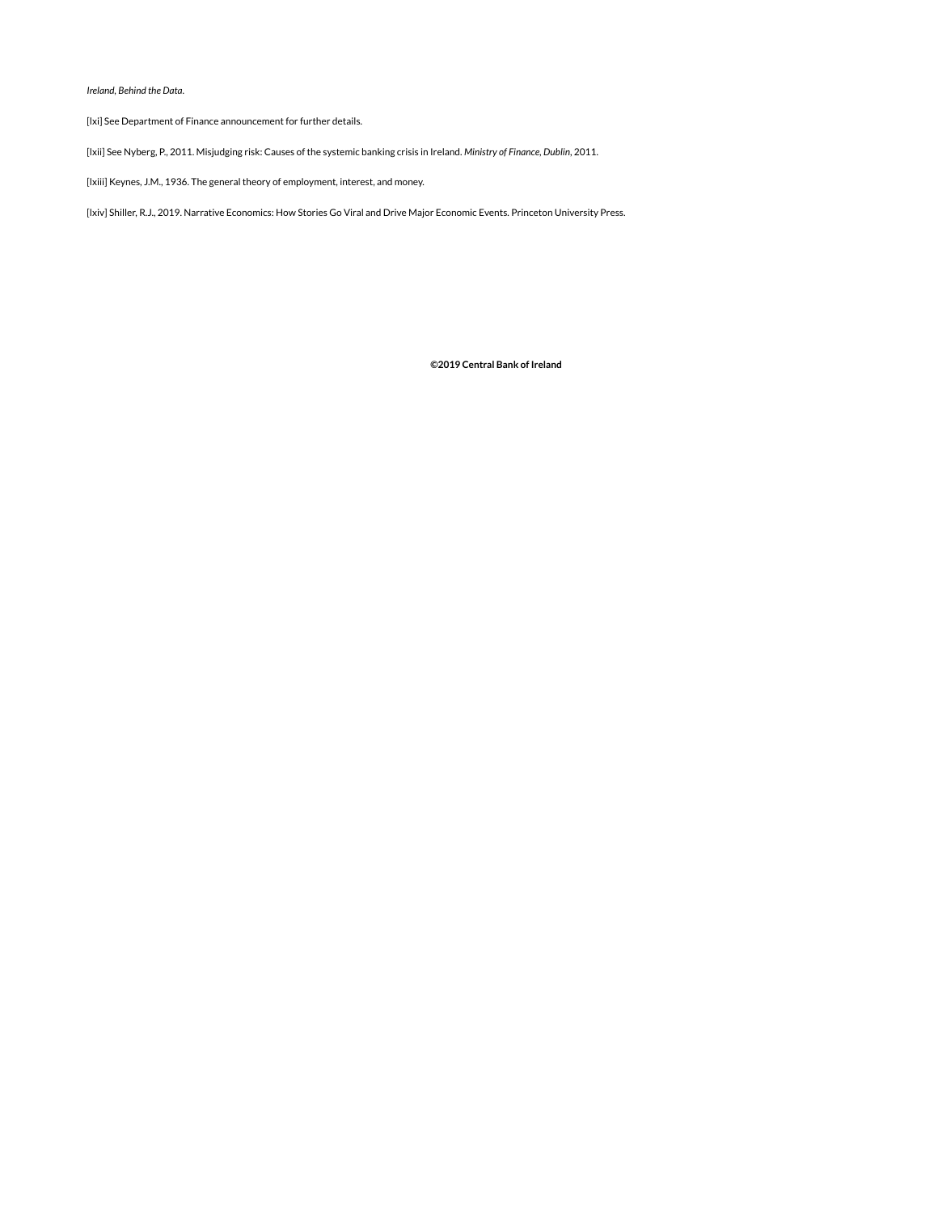*Ireland, Behind the Data*.

[lxi] See Department of Finance announcement for further details.

[lxii] See Nyberg, P., 2011. Misjudging risk: Causes of the systemic banking crisis in Ireland. *Ministry of Finance, Dublin*, 2011.

[lxiii] Keynes, J.M., 1936. The general theory of employment, interest, and money.

[lxiv] Shiller, R.J., 2019. Narrative Economics: How Stories Go Viral and Drive Major Economic Events. Princeton University Press.

**©2019 Central Bank of Ireland**